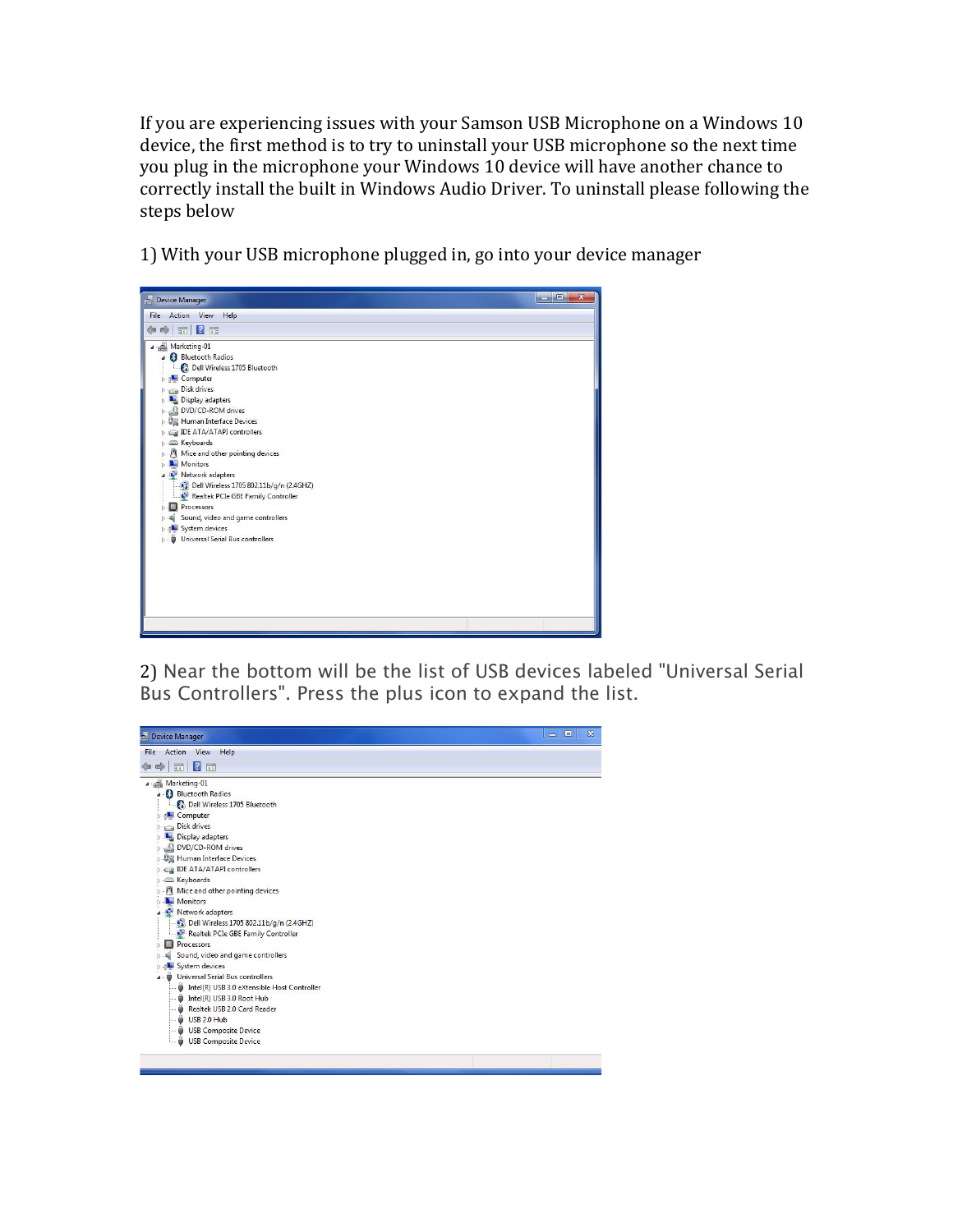If you are experiencing issues with your Samson USB Microphone on a Windows 10 device, the first method is to try to uninstall your USB microphone so the next time you plug in the microphone your Windows 10 device will have another chance to correctly install the built in Windows Audio Driver. To uninstall please following the steps below

1) With your USB microphone plugged in, go into your device manager

2) Near the bottom will be the list of USB devices labeled "Universal Serial Bus Controllers". Press the plus icon to expand the list.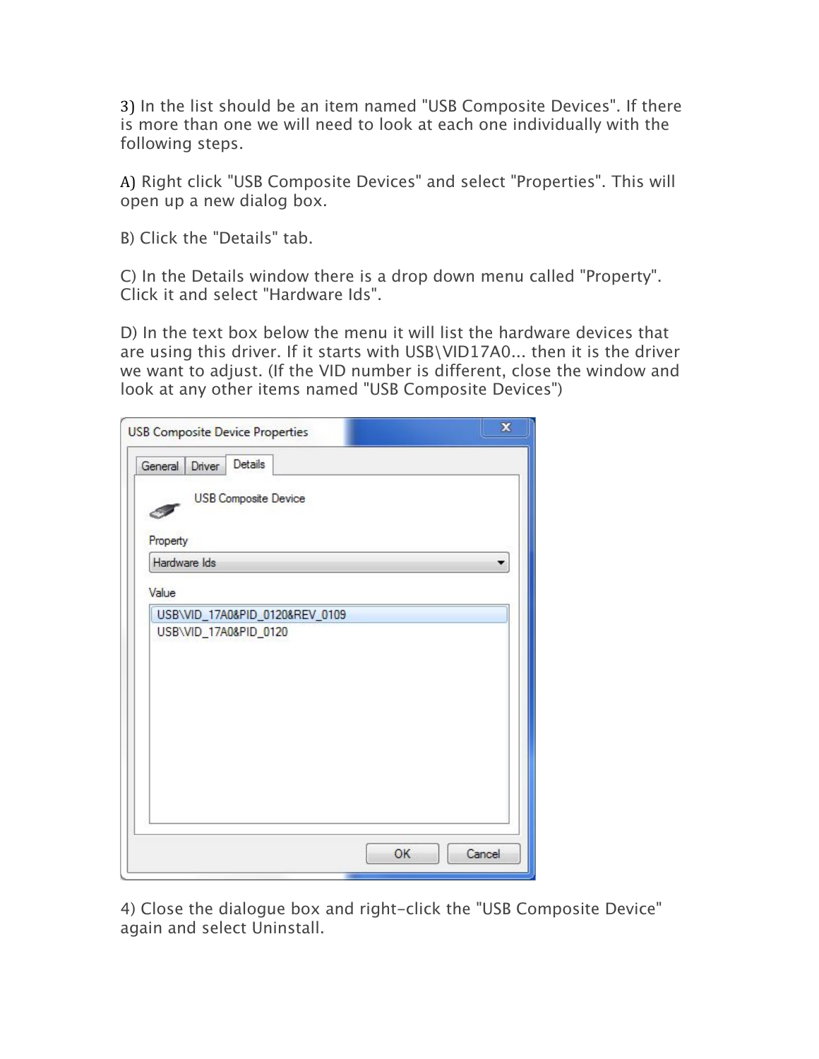3) In the list should be an item named "USB Composite Devices". If there is more than one we will need to look at each one individually with the following steps.

A) Right click "USB Composite Devices" and select "Properties". This will open up a new dialog box.

B) Click the "Details" tab.

C) In the Details window there is a drop down menu called "Property". Click it and select "Hardware Ids".

D) In the text box below the menu it will list the hardware devices that are using this driver. If it starts with USB\VID17A0... then it is the driver we want to adjust. (If the VID number is different, close the window and look at any other items named "USB Composite Devices")

4) Close the dialogue box and right-click the "USB Composite Device" again and select Uninstall.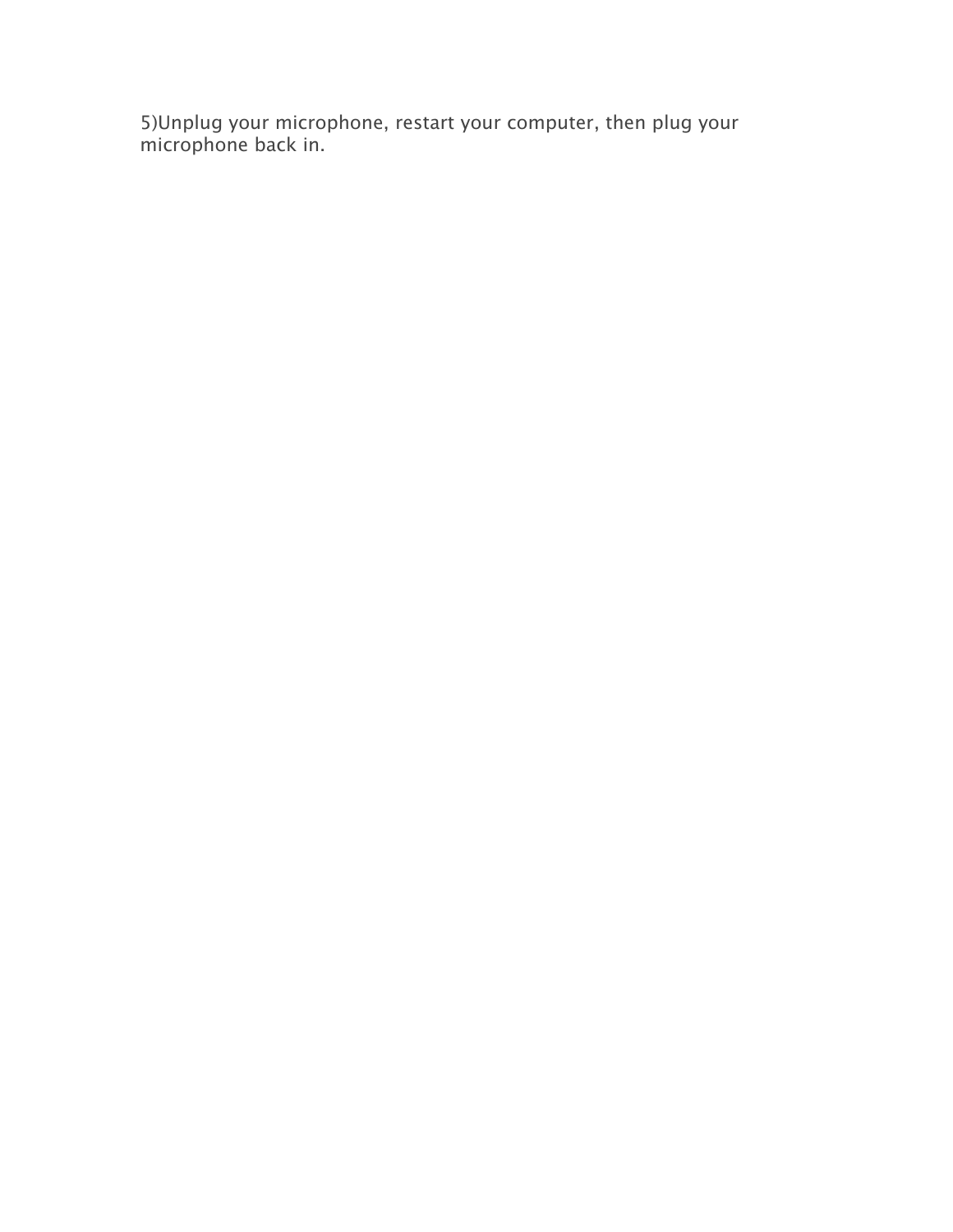5)Unplug your microphone, restart your computer, then plug your microphone back in.